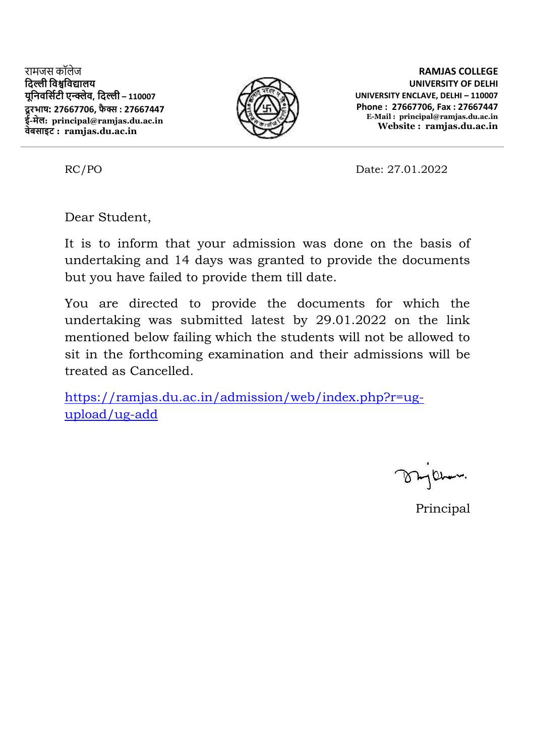रामजस कॉलेज
**दिल्ली विश्वविद्यालय**
**यूनिवर्सिटी एन्क्लेव, दिल्ली – 110007**
**दूरभाष: 27667706, फैक्स : 27667447**
**ई-मेल: principal@ramjas.du.ac.in**
**वेबसाइट : ramjas.du.ac.in**

**RAMJAS COLLEGE**
**UNIVERSITY OF DELHI**
**UNIVERSITY ENCLAVE, DELHI – 110007**
**Phone : 27667706, Fax : 27667447**
**E-Mail : principal@ramjas.du.ac.in**
**Website : ramjas.du.ac.in**

---

RC/PO

Date: 27.01.2022

Dear Student,

It is to inform that your admission was done on the basis of undertaking and 14 days was granted to provide the documents but you have failed to provide them till date.

You are directed to provide the documents for which the undertaking was submitted latest by 29.01.2022 on the link mentioned below failing which the students will not be allowed to sit in the forthcoming examination and their admissions will be treated as Cancelled.

https://ramjas.du.ac.in/admission/web/index.php?r=ug-upload/ug-add

Principal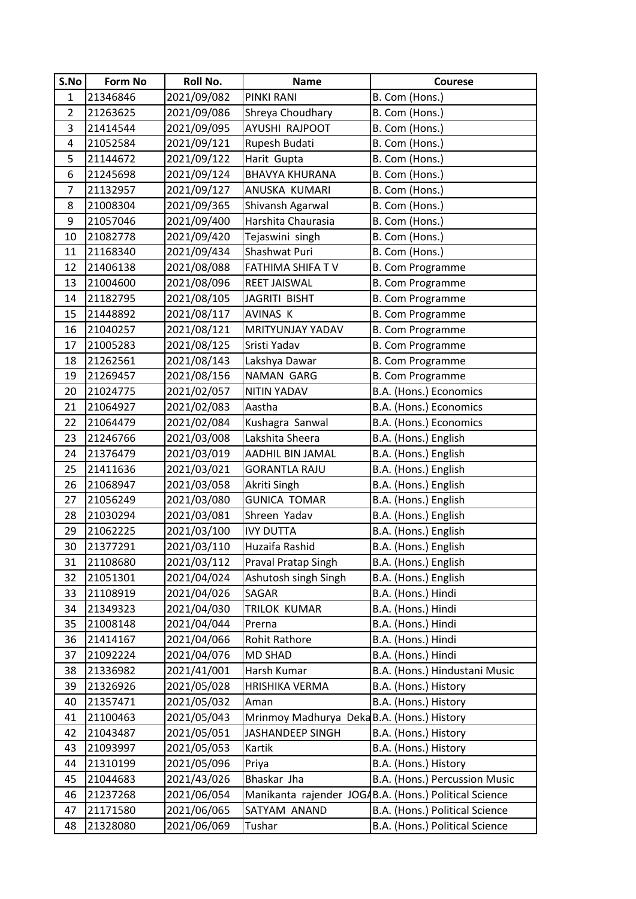| S.No | Form No | Roll No. | Name | Courese |
|---|---|---|---|---|
| 1 | 21346846 | 2021/09/082 | PINKI RANI | B. Com (Hons.) |
| 2 | 21263625 | 2021/09/086 | Shreya Choudhary | B. Com (Hons.) |
| 3 | 21414544 | 2021/09/095 | AYUSHI RAJPOOT | B. Com (Hons.) |
| 4 | 21052584 | 2021/09/121 | Rupesh Budati | B. Com (Hons.) |
| 5 | 21144672 | 2021/09/122 | Harit Gupta | B. Com (Hons.) |
| 6 | 21245698 | 2021/09/124 | BHAVYA KHURANA | B. Com (Hons.) |
| 7 | 21132957 | 2021/09/127 | ANUSKA KUMARI | B. Com (Hons.) |
| 8 | 21008304 | 2021/09/365 | Shivansh Agarwal | B. Com (Hons.) |
| 9 | 21057046 | 2021/09/400 | Harshita Chaurasia | B. Com (Hons.) |
| 10 | 21082778 | 2021/09/420 | Tejaswini singh | B. Com (Hons.) |
| 11 | 21168340 | 2021/09/434 | Shashwat Puri | B. Com (Hons.) |
| 12 | 21406138 | 2021/08/088 | FATHIMA SHIFA T V | B. Com Programme |
| 13 | 21004600 | 2021/08/096 | REET JAISWAL | B. Com Programme |
| 14 | 21182795 | 2021/08/105 | JAGRITI BISHT | B. Com Programme |
| 15 | 21448892 | 2021/08/117 | AVINAS K | B. Com Programme |
| 16 | 21040257 | 2021/08/121 | MRITYUNJAY YADAV | B. Com Programme |
| 17 | 21005283 | 2021/08/125 | Sristi Yadav | B. Com Programme |
| 18 | 21262561 | 2021/08/143 | Lakshya Dawar | B. Com Programme |
| 19 | 21269457 | 2021/08/156 | NAMAN GARG | B. Com Programme |
| 20 | 21024775 | 2021/02/057 | NITIN YADAV | B.A. (Hons.) Economics |
| 21 | 21064927 | 2021/02/083 | Aastha | B.A. (Hons.) Economics |
| 22 | 21064479 | 2021/02/084 | Kushagra Sanwal | B.A. (Hons.) Economics |
| 23 | 21246766 | 2021/03/008 | Lakshita Sheera | B.A. (Hons.) English |
| 24 | 21376479 | 2021/03/019 | AADHIL BIN JAMAL | B.A. (Hons.) English |
| 25 | 21411636 | 2021/03/021 | GORANTLA RAJU | B.A. (Hons.) English |
| 26 | 21068947 | 2021/03/058 | Akriti Singh | B.A. (Hons.) English |
| 27 | 21056249 | 2021/03/080 | GUNICA TOMAR | B.A. (Hons.) English |
| 28 | 21030294 | 2021/03/081 | Shreen Yadav | B.A. (Hons.) English |
| 29 | 21062225 | 2021/03/100 | IVY DUTTA | B.A. (Hons.) English |
| 30 | 21377291 | 2021/03/110 | Huzaifa Rashid | B.A. (Hons.) English |
| 31 | 21108680 | 2021/03/112 | Praval Pratap Singh | B.A. (Hons.) English |
| 32 | 21051301 | 2021/04/024 | Ashutosh singh Singh | B.A. (Hons.) English |
| 33 | 21108919 | 2021/04/026 | SAGAR | B.A. (Hons.) Hindi |
| 34 | 21349323 | 2021/04/030 | TRILOK KUMAR | B.A. (Hons.) Hindi |
| 35 | 21008148 | 2021/04/044 | Prerna | B.A. (Hons.) Hindi |
| 36 | 21414167 | 2021/04/066 | Rohit Rathore | B.A. (Hons.) Hindi |
| 37 | 21092224 | 2021/04/076 | MD SHAD | B.A. (Hons.) Hindi |
| 38 | 21336982 | 2021/41/001 | Harsh Kumar | B.A. (Hons.) Hindustani Music |
| 39 | 21326926 | 2021/05/028 | HRISHIKA VERMA | B.A. (Hons.) History |
| 40 | 21357471 | 2021/05/032 | Aman | B.A. (Hons.) History |
| 41 | 21100463 | 2021/05/043 | Mrinmoy Madhurya Deka | B.A. (Hons.) History |
| 42 | 21043487 | 2021/05/051 | JASHANDEEP SINGH | B.A. (Hons.) History |
| 43 | 21093997 | 2021/05/053 | Kartik | B.A. (Hons.) History |
| 44 | 21310199 | 2021/05/096 | Priya | B.A. (Hons.) History |
| 45 | 21044683 | 2021/43/026 | Bhaskar Jha | B.A. (Hons.) Percussion Music |
| 46 | 21237268 | 2021/06/054 | Manikanta rajender JOG | B.A. (Hons.) Political Science |
| 47 | 21171580 | 2021/06/065 | SATYAM ANAND | B.A. (Hons.) Political Science |
| 48 | 21328080 | 2021/06/069 | Tushar | B.A. (Hons.) Political Science |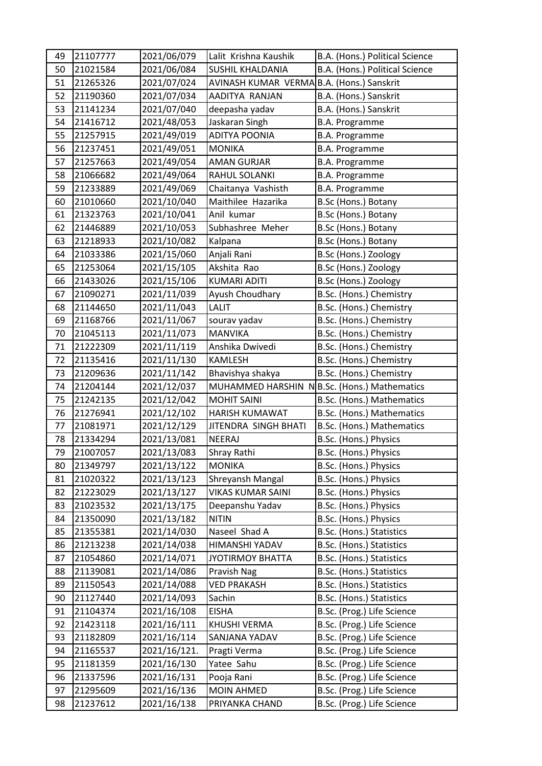| 49 | 21107777 | 2021/06/079 | Lalit Krishna Kaushik | B.A. (Hons.) Political Science |
|---|---|---|---|---|
| 50 | 21021584 | 2021/06/084 | SUSHIL KHALDANIA | B.A. (Hons.) Political Science |
| 51 | 21265326 | 2021/07/024 | AVINASH KUMAR VERMA | B.A. (Hons.) Sanskrit |
| 52 | 21190360 | 2021/07/034 | AADITYA RANJAN | B.A. (Hons.) Sanskrit |
| 53 | 21141234 | 2021/07/040 | deepasha yadav | B.A. (Hons.) Sanskrit |
| 54 | 21416712 | 2021/48/053 | Jaskaran Singh | B.A. Programme |
| 55 | 21257915 | 2021/49/019 | ADITYA POONIA | B.A. Programme |
| 56 | 21237451 | 2021/49/051 | MONIKA | B.A. Programme |
| 57 | 21257663 | 2021/49/054 | AMAN GURJAR | B.A. Programme |
| 58 | 21066682 | 2021/49/064 | RAHUL SOLANKI | B.A. Programme |
| 59 | 21233889 | 2021/49/069 | Chaitanya Vashisth | B.A. Programme |
| 60 | 21010660 | 2021/10/040 | Maithilee Hazarika | B.Sc (Hons.) Botany |
| 61 | 21323763 | 2021/10/041 | Anil kumar | B.Sc (Hons.) Botany |
| 62 | 21446889 | 2021/10/053 | Subhashree Meher | B.Sc (Hons.) Botany |
| 63 | 21218933 | 2021/10/082 | Kalpana | B.Sc (Hons.) Botany |
| 64 | 21033386 | 2021/15/060 | Anjali Rani | B.Sc (Hons.) Zoology |
| 65 | 21253064 | 2021/15/105 | Akshita Rao | B.Sc (Hons.) Zoology |
| 66 | 21433026 | 2021/15/106 | KUMARI ADITI | B.Sc (Hons.) Zoology |
| 67 | 21090271 | 2021/11/039 | Ayush Choudhary | B.Sc. (Hons.) Chemistry |
| 68 | 21144650 | 2021/11/043 | LALIT | B.Sc. (Hons.) Chemistry |
| 69 | 21168766 | 2021/11/067 | sourav yadav | B.Sc. (Hons.) Chemistry |
| 70 | 21045113 | 2021/11/073 | MANVIKA | B.Sc. (Hons.) Chemistry |
| 71 | 21222309 | 2021/11/119 | Anshika Dwivedi | B.Sc. (Hons.) Chemistry |
| 72 | 21135416 | 2021/11/130 | KAMLESH | B.Sc. (Hons.) Chemistry |
| 73 | 21209636 | 2021/11/142 | Bhavishya shakya | B.Sc. (Hons.) Chemistry |
| 74 | 21204144 | 2021/12/037 | MUHAMMED HARSHIN N | B.Sc. (Hons.) Mathematics |
| 75 | 21242135 | 2021/12/042 | MOHIT SAINI | B.Sc. (Hons.) Mathematics |
| 76 | 21276941 | 2021/12/102 | HARISH KUMAWAT | B.Sc. (Hons.) Mathematics |
| 77 | 21081971 | 2021/12/129 | JITENDRA SINGH BHATI | B.Sc. (Hons.) Mathematics |
| 78 | 21334294 | 2021/13/081 | NEERAJ | B.Sc. (Hons.) Physics |
| 79 | 21007057 | 2021/13/083 | Shray Rathi | B.Sc. (Hons.) Physics |
| 80 | 21349797 | 2021/13/122 | MONIKA | B.Sc. (Hons.) Physics |
| 81 | 21020322 | 2021/13/123 | Shreyansh Mangal | B.Sc. (Hons.) Physics |
| 82 | 21223029 | 2021/13/127 | VIKAS KUMAR SAINI | B.Sc. (Hons.) Physics |
| 83 | 21023532 | 2021/13/175 | Deepanshu Yadav | B.Sc. (Hons.) Physics |
| 84 | 21350090 | 2021/13/182 | NITIN | B.Sc. (Hons.) Physics |
| 85 | 21355381 | 2021/14/030 | Naseel Shad A | B.Sc. (Hons.) Statistics |
| 86 | 21213238 | 2021/14/038 | HIMANSHI YADAV | B.Sc. (Hons.) Statistics |
| 87 | 21054860 | 2021/14/071 | JYOTIRMOY BHATTA | B.Sc. (Hons.) Statistics |
| 88 | 21139081 | 2021/14/086 | Pravish Nag | B.Sc. (Hons.) Statistics |
| 89 | 21150543 | 2021/14/088 | VED PRAKASH | B.Sc. (Hons.) Statistics |
| 90 | 21127440 | 2021/14/093 | Sachin | B.Sc. (Hons.) Statistics |
| 91 | 21104374 | 2021/16/108 | EISHA | B.Sc. (Prog.) Life Science |
| 92 | 21423118 | 2021/16/111 | KHUSHI VERMA | B.Sc. (Prog.) Life Science |
| 93 | 21182809 | 2021/16/114 | SANJANA YADAV | B.Sc. (Prog.) Life Science |
| 94 | 21165537 | 2021/16/121. | Pragti Verma | B.Sc. (Prog.) Life Science |
| 95 | 21181359 | 2021/16/130 | Yatee Sahu | B.Sc. (Prog.) Life Science |
| 96 | 21337596 | 2021/16/131 | Pooja Rani | B.Sc. (Prog.) Life Science |
| 97 | 21295609 | 2021/16/136 | MOIN AHMED | B.Sc. (Prog.) Life Science |
| 98 | 21237612 | 2021/16/138 | PRIYANKA CHAND | B.Sc. (Prog.) Life Science |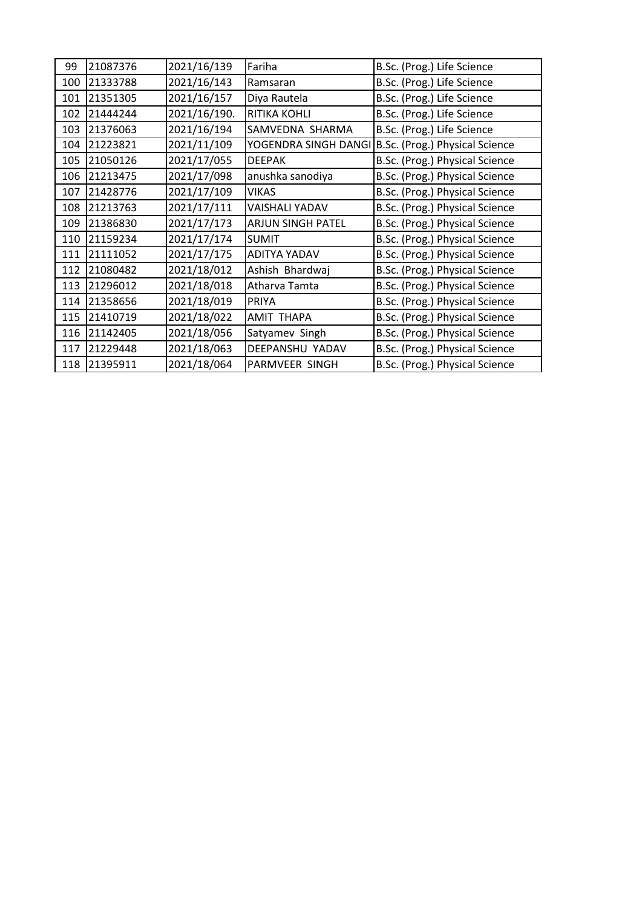| | | | | |
|---|---|---|---|---|
| 99 | 21087376 | 2021/16/139 | Fariha | B.Sc. (Prog.) Life Science |
| 100 | 21333788 | 2021/16/143 | Ramsaran | B.Sc. (Prog.) Life Science |
| 101 | 21351305 | 2021/16/157 | Diya Rautela | B.Sc. (Prog.) Life Science |
| 102 | 21444244 | 2021/16/190. | RITIKA KOHLI | B.Sc. (Prog.) Life Science |
| 103 | 21376063 | 2021/16/194 | SAMVEDNA SHARMA | B.Sc. (Prog.) Life Science |
| 104 | 21223821 | 2021/11/109 | YOGENDRA SINGH DANGI | B.Sc. (Prog.) Physical Science |
| 105 | 21050126 | 2021/17/055 | DEEPAK | B.Sc. (Prog.) Physical Science |
| 106 | 21213475 | 2021/17/098 | anushka sanodiya | B.Sc. (Prog.) Physical Science |
| 107 | 21428776 | 2021/17/109 | VIKAS | B.Sc. (Prog.) Physical Science |
| 108 | 21213763 | 2021/17/111 | VAISHALI YADAV | B.Sc. (Prog.) Physical Science |
| 109 | 21386830 | 2021/17/173 | ARJUN SINGH PATEL | B.Sc. (Prog.) Physical Science |
| 110 | 21159234 | 2021/17/174 | SUMIT | B.Sc. (Prog.) Physical Science |
| 111 | 21111052 | 2021/17/175 | ADITYA YADAV | B.Sc. (Prog.) Physical Science |
| 112 | 21080482 | 2021/18/012 | Ashish Bhardwaj | B.Sc. (Prog.) Physical Science |
| 113 | 21296012 | 2021/18/018 | Atharva Tamta | B.Sc. (Prog.) Physical Science |
| 114 | 21358656 | 2021/18/019 | PRIYA | B.Sc. (Prog.) Physical Science |
| 115 | 21410719 | 2021/18/022 | AMIT THAPA | B.Sc. (Prog.) Physical Science |
| 116 | 21142405 | 2021/18/056 | Satyamev Singh | B.Sc. (Prog.) Physical Science |
| 117 | 21229448 | 2021/18/063 | DEEPANSHU YADAV | B.Sc. (Prog.) Physical Science |
| 118 | 21395911 | 2021/18/064 | PARMVEER SINGH | B.Sc. (Prog.) Physical Science |